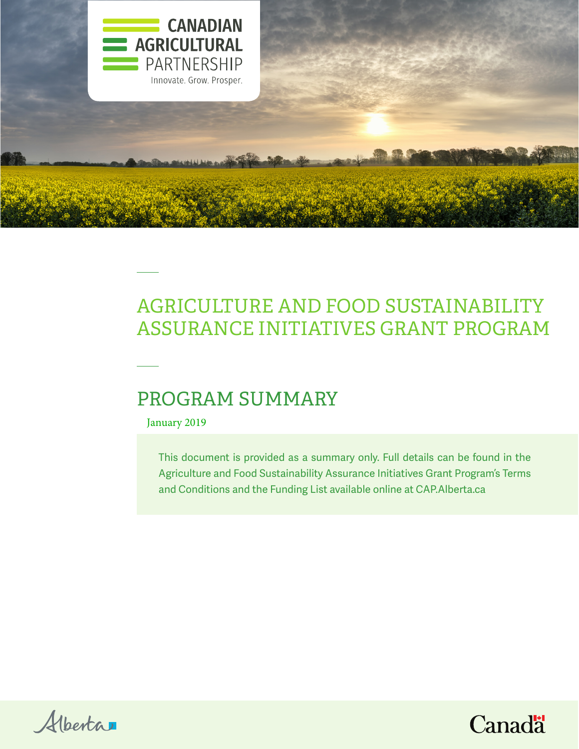CANADIAN AGRICULTURAL PARTNERSHIP

Innovate. Grow. Prosper.

# AGRICULTURE AND FOOD SUSTAINABILITY ASSURANCE INITIATIVES GRANT PROGRAM

## PROGRAM SUMMARY

January 2019

This document is provided as a summary only. Full details can be found in the Agriculture and Food Sustainability Assurance Initiatives Grant Program's Terms and Conditions and the Funding List available online at CAP.Alberta.ca

Alberta

Canada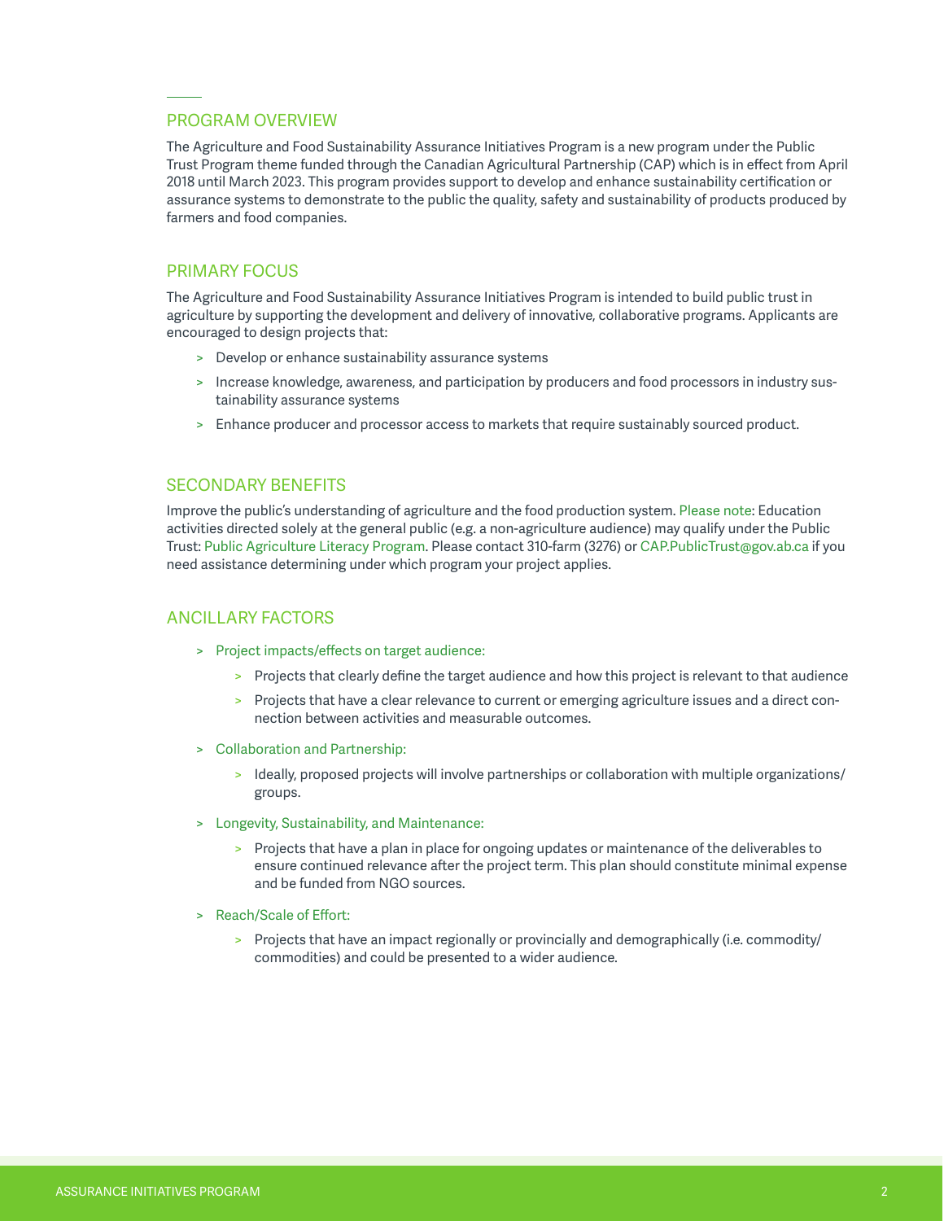## PROGRAM OVERVIEW

The Agriculture and Food Sustainability Assurance Initiatives Program is a new program under the Public Trust Program theme funded through the Canadian Agricultural Partnership (CAP) which is in effect from April 2018 until March 2023. This program provides support to develop and enhance sustainability certification or assurance systems to demonstrate to the public the quality, safety and sustainability of products produced by farmers and food companies.

## PRIMARY FOCUS

The Agriculture and Food Sustainability Assurance Initiatives Program is intended to build public trust in agriculture by supporting the development and delivery of innovative, collaborative programs. Applicants are encouraged to design projects that:

- Develop or enhance sustainability assurance systems
- Increase knowledge, awareness, and participation by producers and food processors in industry sustainability assurance systems
- Enhance producer and processor access to markets that require sustainably sourced product.

## SECONDARY BENEFITS

Improve the public's understanding of agriculture and the food production system. Please note: Education activities directed solely at the general public (e.g. a non-agriculture audience) may qualify under the Public Trust: Public Agriculture Literacy Program. Please contact 310-farm (3276) or CAP.PublicTrust@gov.ab.ca if you need assistance determining under which program your project applies.

## ANCILLARY FACTORS

- Project impacts/effects on target audience:
  - Projects that clearly define the target audience and how this project is relevant to that audience
  - Projects that have a clear relevance to current or emerging agriculture issues and a direct connection between activities and measurable outcomes.
- Collaboration and Partnership:
  - Ideally, proposed projects will involve partnerships or collaboration with multiple organizations/groups.
- Longevity, Sustainability, and Maintenance:
  - Projects that have a plan in place for ongoing updates or maintenance of the deliverables to ensure continued relevance after the project term. This plan should constitute minimal expense and be funded from NGO sources.
- Reach/Scale of Effort:
  - Projects that have an impact regionally or provincially and demographically (i.e. commodity/commodities) and could be presented to a wider audience.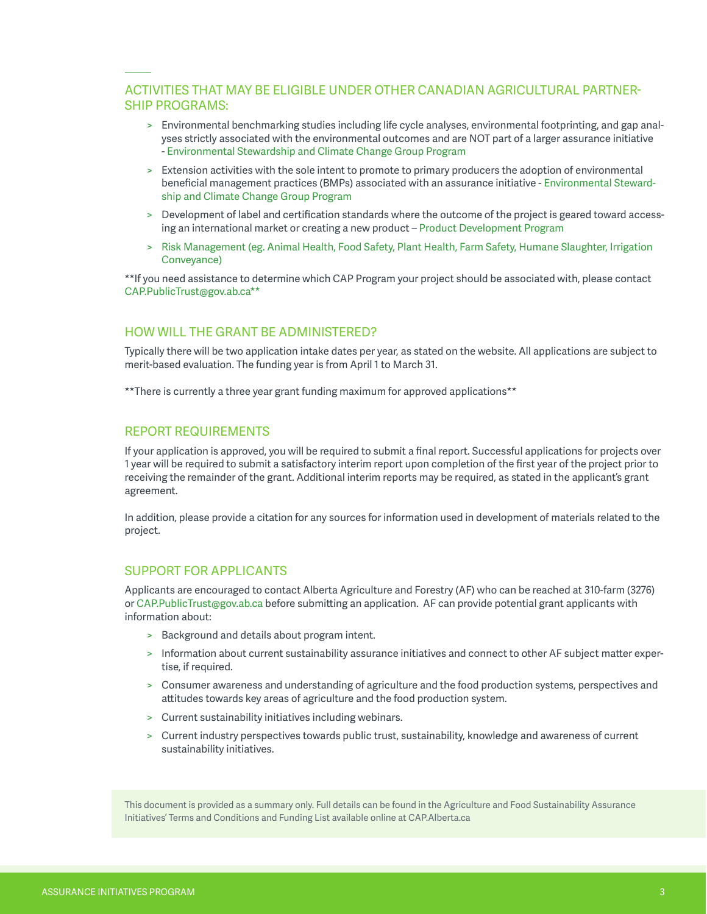## ACTIVITIES THAT MAY BE ELIGIBLE UNDER OTHER CANADIAN AGRICULTURAL PARTNERSHIP PROGRAMS:

- Environmental benchmarking studies including life cycle analyses, environmental footprinting, and gap analyses strictly associated with the environmental outcomes and are NOT part of a larger assurance initiative - Environmental Stewardship and Climate Change Group Program
- Extension activities with the sole intent to promote to primary producers the adoption of environmental beneficial management practices (BMPs) associated with an assurance initiative - Environmental Stewardship and Climate Change Group Program
- Development of label and certification standards where the outcome of the project is geared toward accessing an international market or creating a new product – Product Development Program
- Risk Management (eg. Animal Health, Food Safety, Plant Health, Farm Safety, Humane Slaughter, Irrigation Conveyance)

**If you need assistance to determine which CAP Program your project should be associated with, please contact CAP.PublicTrust@gov.ab.ca**

## HOW WILL THE GRANT BE ADMINISTERED?

Typically there will be two application intake dates per year, as stated on the website. All applications are subject to merit-based evaluation. The funding year is from April 1 to March 31.

**There is currently a three year grant funding maximum for approved applications**

## REPORT REQUIREMENTS

If your application is approved, you will be required to submit a final report. Successful applications for projects over 1 year will be required to submit a satisfactory interim report upon completion of the first year of the project prior to receiving the remainder of the grant. Additional interim reports may be required, as stated in the applicant's grant agreement.

In addition, please provide a citation for any sources for information used in development of materials related to the project.

## SUPPORT FOR APPLICANTS

Applicants are encouraged to contact Alberta Agriculture and Forestry (AF) who can be reached at 310-farm (3276) or CAP.PublicTrust@gov.ab.ca before submitting an application. AF can provide potential grant applicants with information about:

- Background and details about program intent.
- Information about current sustainability assurance initiatives and connect to other AF subject matter expertise, if required.
- Consumer awareness and understanding of agriculture and the food production systems, perspectives and attitudes towards key areas of agriculture and the food production system.
- Current sustainability initiatives including webinars.
- Current industry perspectives towards public trust, sustainability, knowledge and awareness of current sustainability initiatives.

This document is provided as a summary only. Full details can be found in the Agriculture and Food Sustainability Assurance Initiatives' Terms and Conditions and Funding List available online at CAP.Alberta.ca